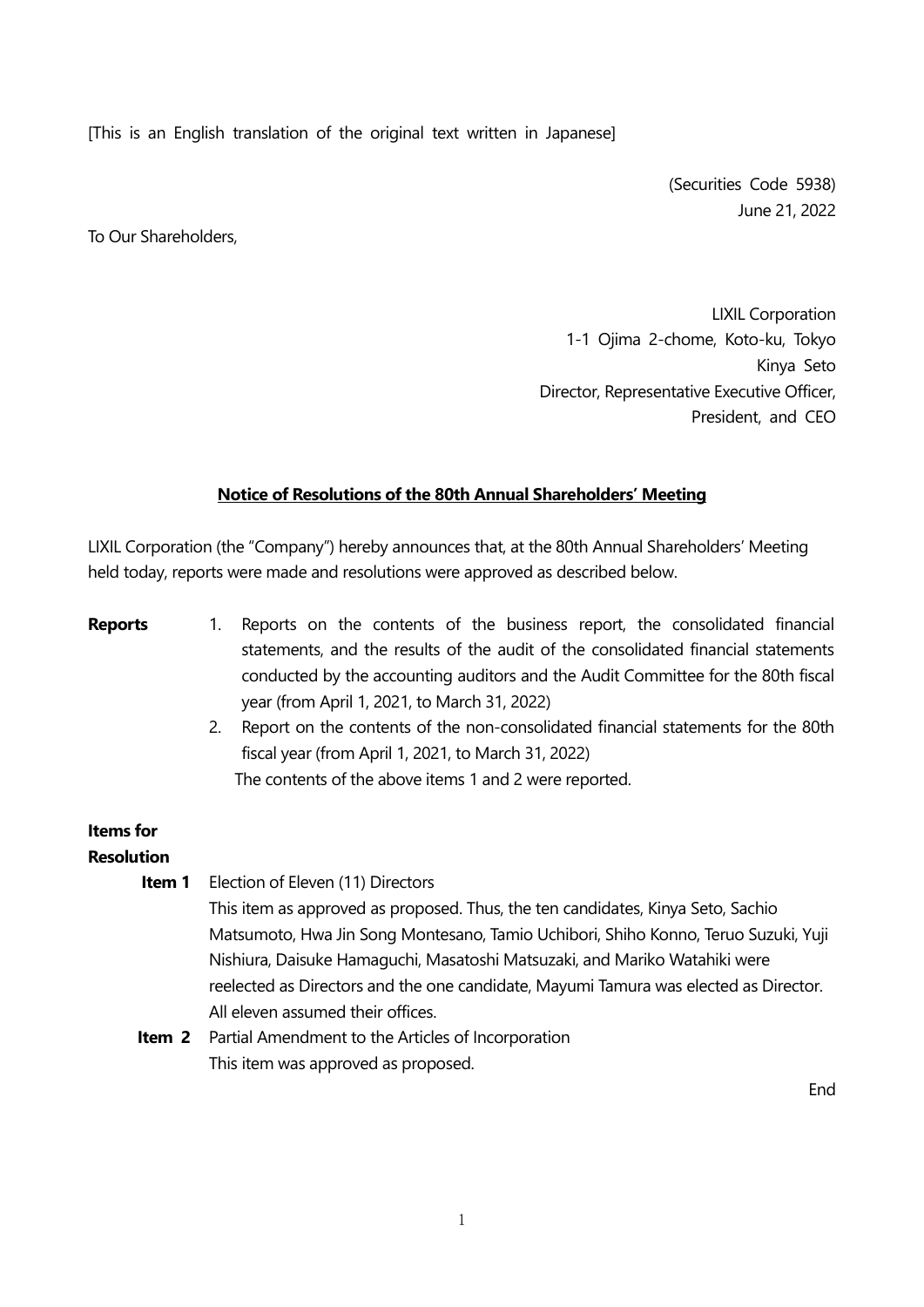[This is an English translation of the original text written in Japanese]

(Securities Code 5938)
June 21, 2022

To Our Shareholders,

LIXIL Corporation
1-1 Ojima 2-chome, Koto-ku, Tokyo
Kinya Seto
Director, Representative Executive Officer,
President, and CEO

## Notice of Resolutions of the 80th Annual Shareholders' Meeting

LIXIL Corporation (the "Company") hereby announces that, at the 80th Annual Shareholders' Meeting held today, reports were made and resolutions were approved as described below.

**Reports**

1. Reports on the contents of the business report, the consolidated financial statements, and the results of the audit of the consolidated financial statements conducted by the accounting auditors and the Audit Committee for the 80th fiscal year (from April 1, 2021, to March 31, 2022)
2. Report on the contents of the non-consolidated financial statements for the 80th fiscal year (from April 1, 2021, to March 31, 2022)

The contents of the above items 1 and 2 were reported.

**Items for Resolution**

**Item 1** Election of Eleven (11) Directors

This item as approved as proposed. Thus, the ten candidates, Kinya Seto, Sachio Matsumoto, Hwa Jin Song Montesano, Tamio Uchibori, Shiho Konno, Teruo Suzuki, Yuji Nishiura, Daisuke Hamaguchi, Masatoshi Matsuzaki, and Mariko Watahiki were reelected as Directors and the one candidate, Mayumi Tamura was elected as Director. All eleven assumed their offices.

**Item 2** Partial Amendment to the Articles of Incorporation

This item was approved as proposed.

End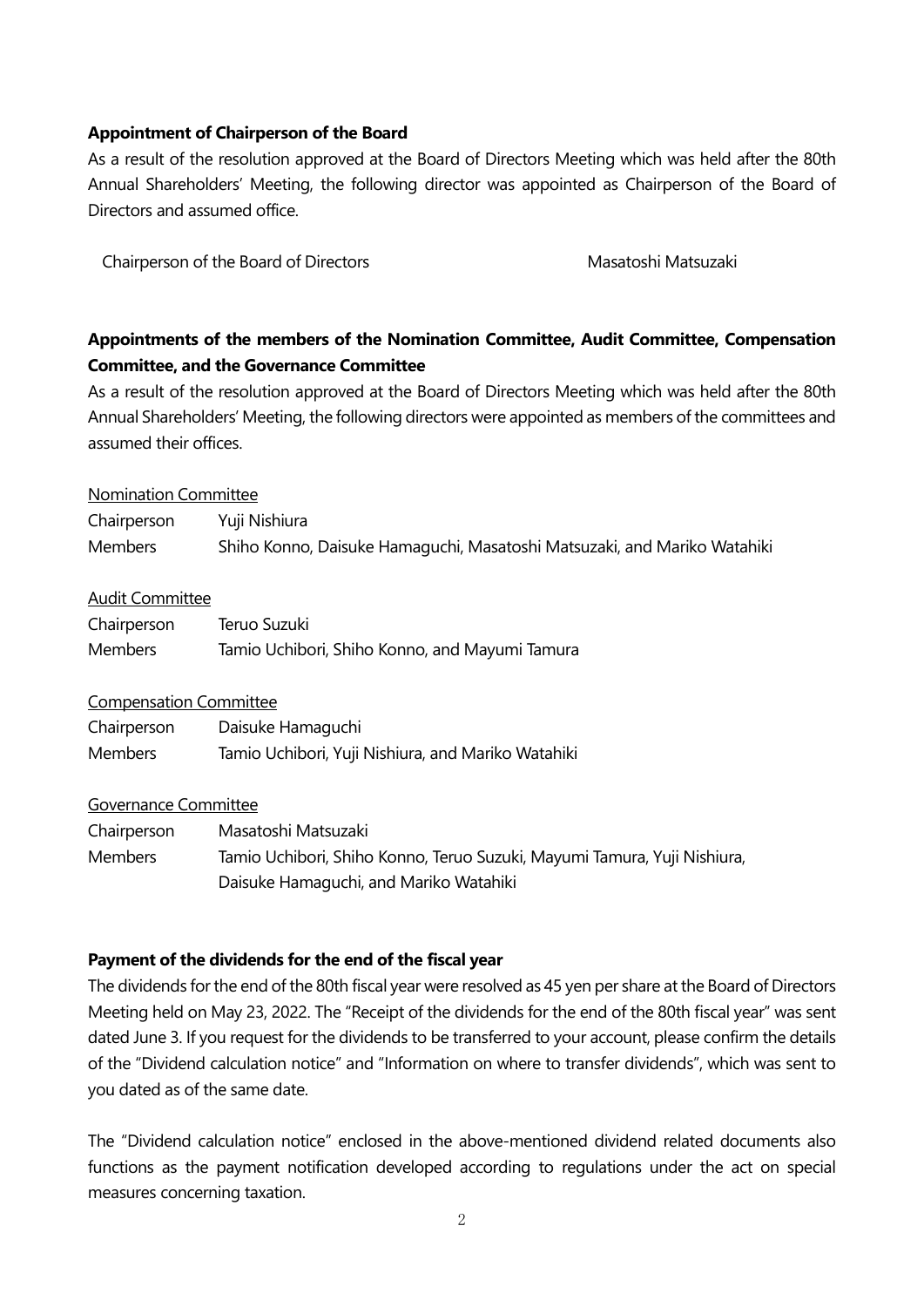**Appointment of Chairperson of the Board**

As a result of the resolution approved at the Board of Directors Meeting which was held after the 80th Annual Shareholders' Meeting, the following director was appointed as Chairperson of the Board of Directors and assumed office.

Chairperson of the Board of Directors Masatoshi Matsuzaki

**Appointments of the members of the Nomination Committee, Audit Committee, Compensation Committee, and the Governance Committee**

As a result of the resolution approved at the Board of Directors Meeting which was held after the 80th Annual Shareholders' Meeting, the following directors were appointed as members of the committees and assumed their offices.

<u>Nomination Committee</u>

| | |
|---|---|
| Chairperson | Yuji Nishiura |
| Members | Shiho Konno, Daisuke Hamaguchi, Masatoshi Matsuzaki, and Mariko Watahiki |

<u>Audit Committee</u>

| | |
|---|---|
| Chairperson | Teruo Suzuki |
| Members | Tamio Uchibori, Shiho Konno, and Mayumi Tamura |

<u>Compensation Committee</u>

| | |
|---|---|
| Chairperson | Daisuke Hamaguchi |
| Members | Tamio Uchibori, Yuji Nishiura, and Mariko Watahiki |

<u>Governance Committee</u>

| | |
|---|---|
| Chairperson | Masatoshi Matsuzaki |
| Members | Tamio Uchibori, Shiho Konno, Teruo Suzuki, Mayumi Tamura, Yuji Nishiura, Daisuke Hamaguchi, and Mariko Watahiki |

**Payment of the dividends for the end of the fiscal year**

The dividends for the end of the 80th fiscal year were resolved as 45 yen per share at the Board of Directors Meeting held on May 23, 2022. The "Receipt of the dividends for the end of the 80th fiscal year" was sent dated June 3. If you request for the dividends to be transferred to your account, please confirm the details of the "Dividend calculation notice" and "Information on where to transfer dividends", which was sent to you dated as of the same date.

The "Dividend calculation notice" enclosed in the above-mentioned dividend related documents also functions as the payment notification developed according to regulations under the act on special measures concerning taxation.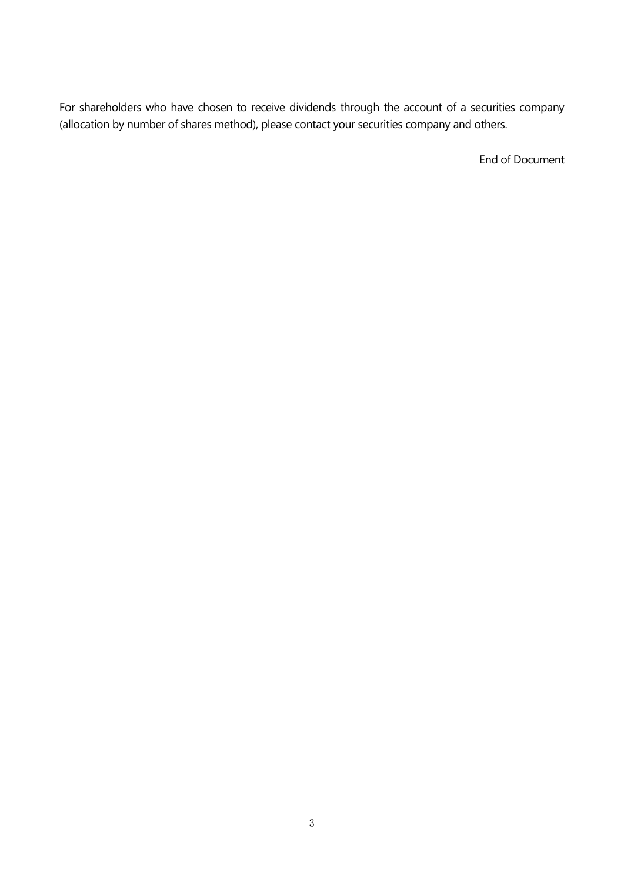For shareholders who have chosen to receive dividends through the account of a securities company (allocation by number of shares method), please contact your securities company and others.

End of Document